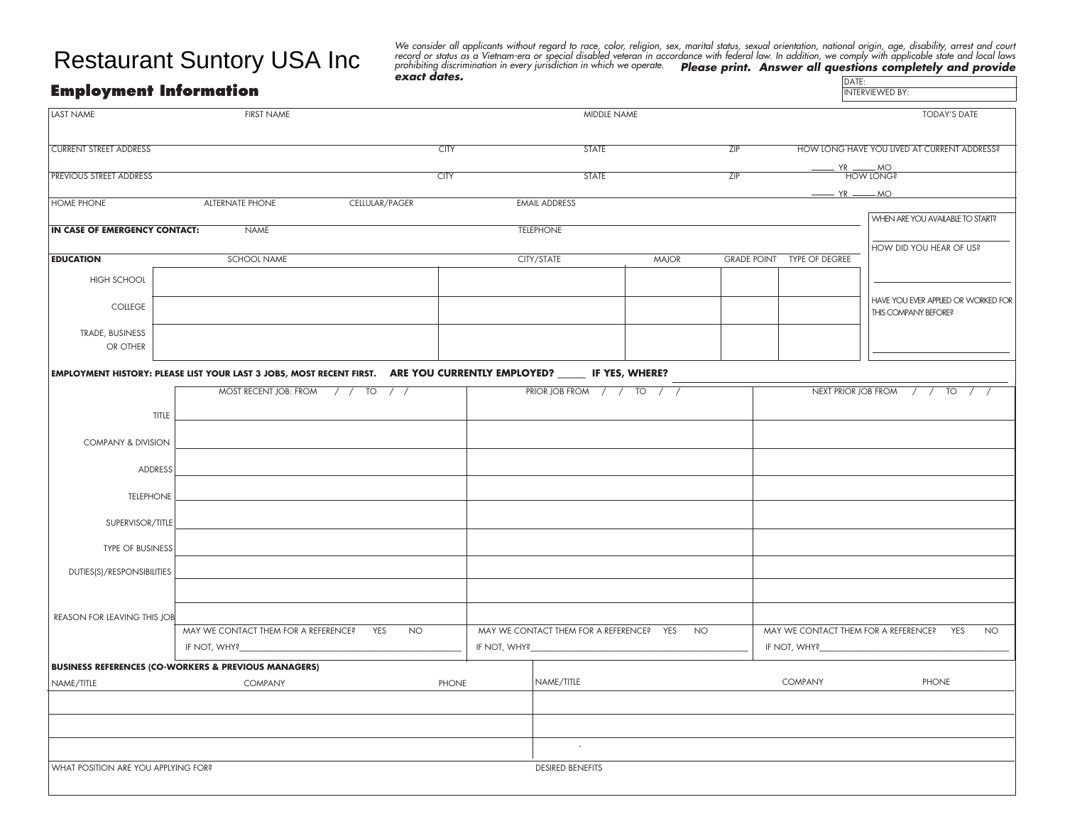# Restaurant Suntory USA Inc

## Employment Information

*We consider all applicants without regard to race, color, religion, sex, marital status, sexual orientation, national origin, age, disability, arrest and court record or status as a Vietnam-era or special disabled veteran in accordance with federal law. In addition, we comply with applicable state and local laws prohibiting discrimination in every jurisdiction in which we operate.* ***Please print. Answer all questions completely and provide exact dates.***

DATE:
INTERVIEWED BY:

| LAST NAME | FIRST NAME | MIDDLE NAME | TODAY'S DATE |
|---|---|---|---|
| | | | |

| CURRENT STREET ADDRESS | CITY | STATE | ZIP | HOW LONG HAVE YOU LIVED AT CURRENT ADDRESS? |
|---|---|---|---|---|
| | | | | _____ YR _____ MO |

| PREVIOUS STREET ADDRESS | CITY | STATE | ZIP | HOW LONG? |
|---|---|---|---|---|
| | | | | _____ YR _____ MO |

| HOME PHONE | ALTERNATE PHONE | CELLULAR/PAGER | EMAIL ADDRESS |
|---|---|---|---|
| | | | |

| **IN CASE OF EMERGENCY CONTACT:** | NAME | TELEPHONE |
|---|---|---|
| | | |

WHEN ARE YOU AVAILABLE TO START?

HOW DID YOU HEAR OF US?

HAVE YOU EVER APPLIED OR WORKED FOR THIS COMPANY BEFORE?

| **EDUCATION** | SCHOOL NAME | CITY/STATE | MAJOR | GRADE POINT | TYPE OF DEGREE |
|---|---|---|---|---|---|
| HIGH SCHOOL | | | | | |
| COLLEGE | | | | | |
| TRADE, BUSINESS OR OTHER | | | | | |

**EMPLOYMENT HISTORY: PLEASE LIST YOUR LAST 3 JOBS, MOST RECENT FIRST.** **ARE YOU CURRENTLY EMPLOYED? _____ IF YES, WHERE?**

| | MOST RECENT JOB: FROM / / TO / / | PRIOR JOB FROM / / TO / / | NEXT PRIOR JOB FROM / / TO / / |
|---|---|---|---|
| TITLE | | | |
| COMPANY & DIVISION | | | |
| ADDRESS | | | |
| TELEPHONE | | | |
| SUPERVISOR/TITLE | | | |
| TYPE OF BUSINESS | | | |
| DUTIES(S)/RESPONSIBILITIES | | | |
| REASON FOR LEAVING THIS JOB | | | |
| | MAY WE CONTACT THEM FOR A REFERENCE? YES NO | MAY WE CONTACT THEM FOR A REFERENCE? YES NO | MAY WE CONTACT THEM FOR A REFERENCE? YES NO |
| | IF NOT, WHY?_____ | IF NOT, WHY?_____ | IF NOT, WHY?_____ |

**BUSINESS REFERENCES (CO-WORKERS & PREVIOUS MANAGERS)**

| NAME/TITLE | COMPANY | PHONE | NAME/TITLE | COMPANY | PHONE |
|---|---|---|---|---|---|
| | | | | | |
| | | | | | |
| | | | | | |

| WHAT POSITION ARE YOU APPLYING FOR? | DESIRED BENEFITS |
|---|---|
| | |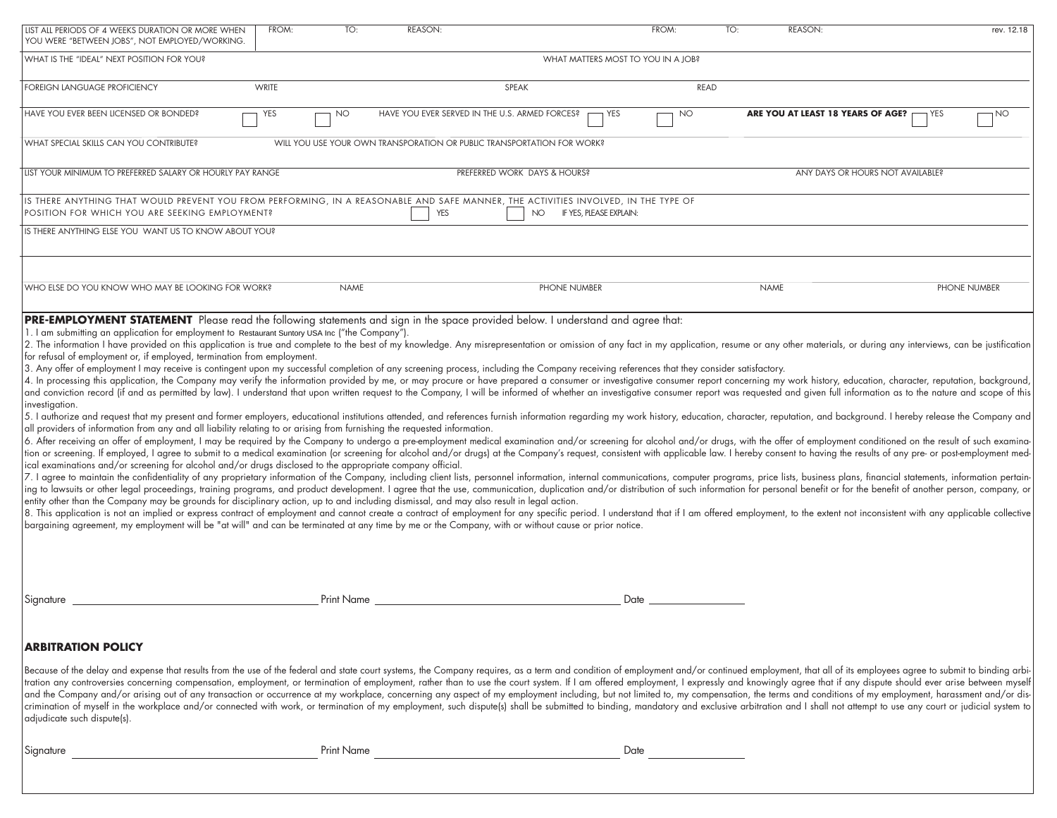| | | | | | | | |
|---|---|---|---|---|---|---|---|
| LIST ALL PERIODS OF 4 WEEKS DURATION OR MORE WHEN YOU WERE "BETWEEN JOBS", NOT EMPLOYED/WORKING. | FROM: | TO: | REASON: | FROM: | TO: | REASON: | rev. 12.18 |

WHAT IS THE "IDEAL" NEXT POSITION FOR YOU? WHAT MATTERS MOST TO YOU IN A JOB?

FOREIGN LANGUAGE PROFICIENCY WRITE SPEAK READ

HAVE YOU EVER BEEN LICENSED OR BONDED? ☐ YES ☐ NO HAVE YOU EVER SERVED IN THE U.S. ARMED FORCES? ☐ YES ☐ NO **ARE YOU AT LEAST 18 YEARS OF AGE?** ☐ YES ☐ NO

WHAT SPECIAL SKILLS CAN YOU CONTRIBUTE? WILL YOU USE YOUR OWN TRANSPORATION OR PUBLIC TRANSPORTATION FOR WORK?

LIST YOUR MINIMUM TO PREFERRED SALARY OR HOURLY PAY RANGE PREFERRED WORK DAYS & HOURS? ANY DAYS OR HOURS NOT AVAILABLE?

IS THERE ANYTHING THAT WOULD PREVENT YOU FROM PERFORMING, IN A REASONABLE AND SAFE MANNER, THE ACTIVITIES INVOLVED, IN THE TYPE OF POSITION FOR WHICH YOU ARE SEEKING EMPLOYMENT? ☐ YES ☐ NO IF YES, PLEASE EXPLAIN:

IS THERE ANYTHING ELSE YOU WANT US TO KNOW ABOUT YOU?

WHO ELSE DO YOU KNOW WHO MAY BE LOOKING FOR WORK? NAME PHONE NUMBER NAME PHONE NUMBER

**PRE-EMPLOYMENT STATEMENT** Please read the following statements and sign in the space provided below. I understand and agree that:

1. I am submitting an application for employment to Restaurant Suntory USA Inc ("the Company").
2. The information I have provided on this application is true and complete to the best of my knowledge. Any misrepresentation or omission of any fact in my application, resume or any other materials, or during any interviews, can be justification for refusal of employment or, if employed, termination from employment.
3. Any offer of employment I may receive is contingent upon my successful completion of any screening process, including the Company receiving references that they consider satisfactory.
4. In processing this application, the Company may verify the information provided by me, or may procure or have prepared a consumer or investigative consumer report concerning my work history, education, character, reputation, background, and conviction record (if and as permitted by law). I understand that upon written request to the Company, I will be informed of whether an investigative consumer report was requested and given full information as to the nature and scope of this investigation.
5. I authorize and request that my present and former employers, educational institutions attended, and references furnish information regarding my work history, education, character, reputation, and background. I hereby release the Company and all providers of information from any and all liability relating to or arising from furnishing the requested information.
6. After receiving an offer of employment, I may be required by the Company to undergo a pre-employment medical examination and/or screening for alcohol and/or drugs, with the offer of employment conditioned on the result of such examination or screening. If employed, I agree to submit to a medical examination (or screening for alcohol and/or drugs) at the Company's request, consistent with applicable law. I hereby consent to having the results of any pre- or post-employment medical examinations and/or screening for alcohol and/or drugs disclosed to the appropriate company official.
7. I agree to maintain the confidentiality of any proprietary information of the Company, including client lists, personnel information, internal communications, computer programs, price lists, business plans, financial statements, information pertaining to lawsuits or other legal proceedings, training programs, and product development. I agree that the use, communication, duplication and/or distribution of such information for personal benefit or for the benefit of another person, company, or entity other than the Company may be grounds for disciplinary action, up to and including dismissal, and may also result in legal action.
8. This application is not an implied or express contract of employment and cannot create a contract of employment for any specific period. I understand that if I am offered employment, to the extent not inconsistent with any applicable collective bargaining agreement, my employment will be "at will" and can be terminated at any time by me or the Company, with or without cause or prior notice.

Signature ______________________ Print Name ______________________ Date ____________

**ARBITRATION POLICY**

Because of the delay and expense that results from the use of the federal and state court systems, the Company requires, as a term and condition of employment and/or continued employment, that all of its employees agree to submit to binding arbitration any controversies concerning compensation, employment, or termination of employment, rather than to use the court system. If I am offered employment, I expressly and knowingly agree that if any dispute should ever arise between myself and the Company and/or arising out of any transaction or occurrence at my workplace, concerning any aspect of my employment including, but not limited to, my compensation, the terms and conditions of my employment, harassment and/or discrimination of myself in the workplace and/or connected with work, or termination of my employment, such dispute(s) shall be submitted to binding, mandatory and exclusive arbitration and I shall not attempt to use any court or judicial system to adjudicate such dispute(s).

Signature ______________________ Print Name ______________________ Date ____________